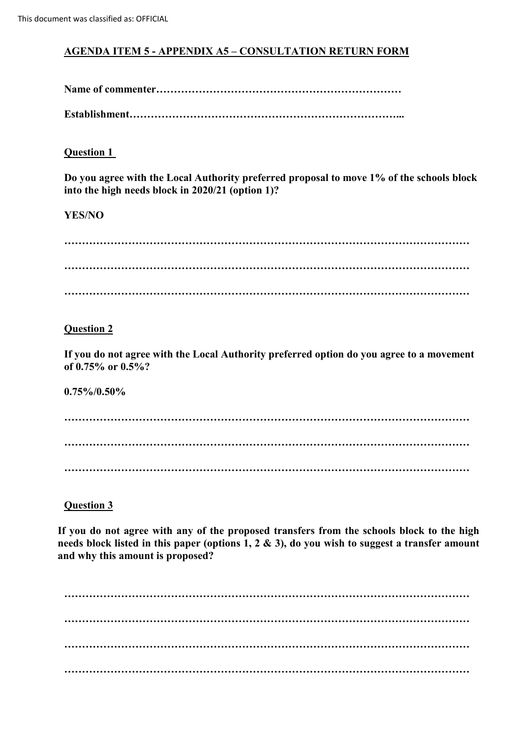This document was classified as: OFFICIAL

# AGENDA ITEM 5 - APPENDIX A5 – CONSULTATION RETURN FORM

**Name of commenter……………………………………………………………**

**Establishment…………………………………………………………………...**

## Question 1

**Do you agree with the Local Authority preferred proposal to move 1% of the schools block into the high needs block in 2020/21 (option 1)?**

**YES/NO**

**……………………………………………………………………………………………………**

**……………………………………………………………………………………………………**

**……………………………………………………………………………………………………**

## Question 2

**If you do not agree with the Local Authority preferred option do you agree to a movement of 0.75% or 0.5%?**

**0.75%/0.50%**

**……………………………………………………………………………………………………**

**……………………………………………………………………………………………………**

**……………………………………………………………………………………………………**

## Question 3

**If you do not agree with any of the proposed transfers from the schools block to the high needs block listed in this paper (options 1, 2 & 3), do you wish to suggest a transfer amount and why this amount is proposed?**

**……………………………………………………………………………………………………**

**……………………………………………………………………………………………………**

**……………………………………………………………………………………………………**

**……………………………………………………………………………………………………**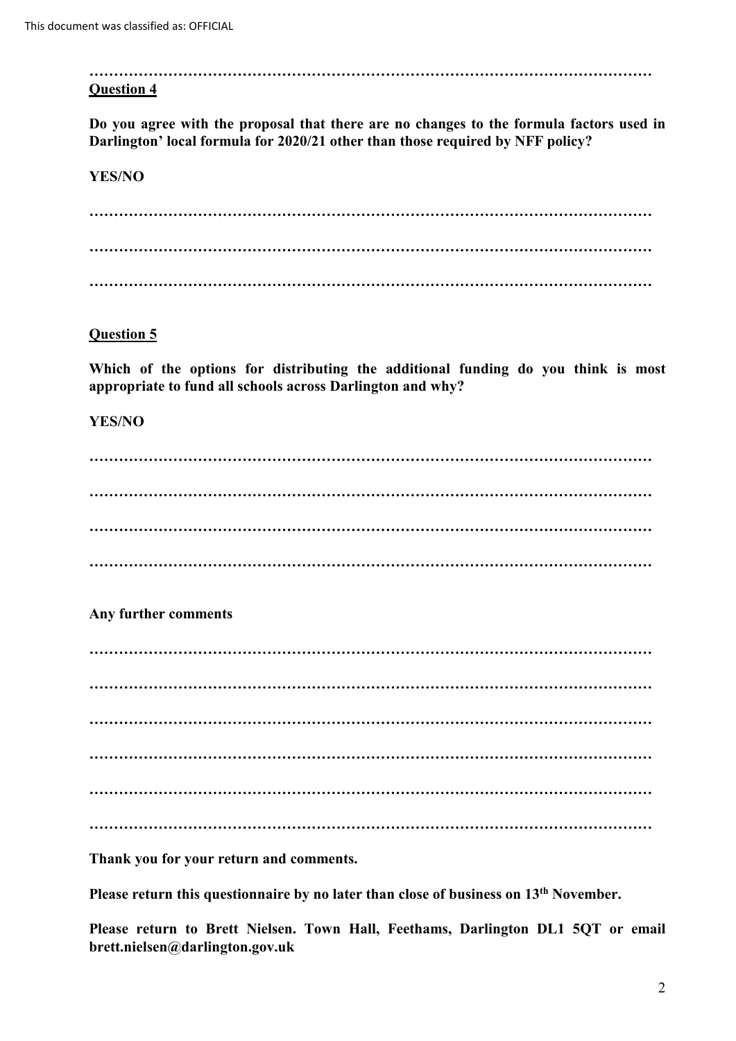This document was classified as: OFFICIAL

…………………………………………………………………………………………………

**Question 4**

**Do you agree with the proposal that there are no changes to the formula factors used in Darlington' local formula for 2020/21 other than those required by NFF policy?**

**YES/NO**

…………………………………………………………………………………………………

…………………………………………………………………………………………………

…………………………………………………………………………………………………

**Question 5**

**Which of the options for distributing the additional funding do you think is most appropriate to fund all schools across Darlington and why?**

**YES/NO**

…………………………………………………………………………………………………

…………………………………………………………………………………………………

…………………………………………………………………………………………………

…………………………………………………………………………………………………

**Any further comments**

…………………………………………………………………………………………………

…………………………………………………………………………………………………

…………………………………………………………………………………………………

…………………………………………………………………………………………………

…………………………………………………………………………………………………

…………………………………………………………………………………………………

**Thank you for your return and comments.**

**Please return this questionnaire by no later than close of business on 13th November.**

**Please return to Brett Nielsen. Town Hall, Feethams, Darlington DL1 5QT or email brett.nielsen@darlington.gov.uk**